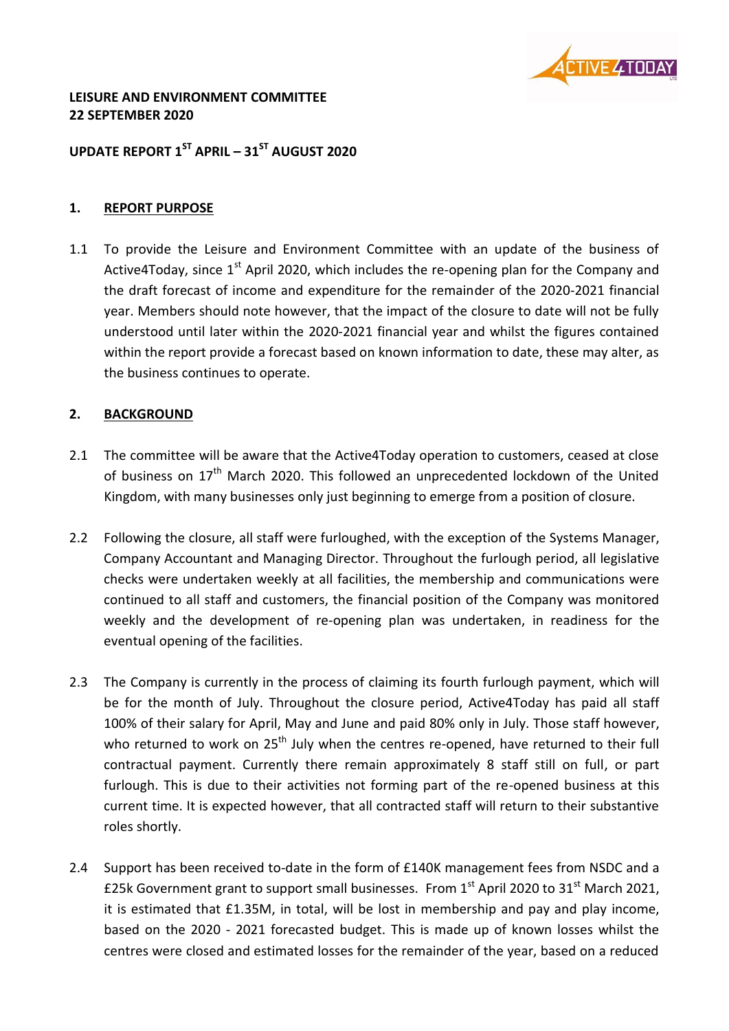**LEISURE AND ENVIRONMENT COMMITTEE**
**22 SEPTEMBER 2020**

# UPDATE REPORT 1ST APRIL – 31ST AUGUST 2020

## 1. REPORT PURPOSE

1.1 To provide the Leisure and Environment Committee with an update of the business of Active4Today, since 1st April 2020, which includes the re-opening plan for the Company and the draft forecast of income and expenditure for the remainder of the 2020-2021 financial year. Members should note however, that the impact of the closure to date will not be fully understood until later within the 2020-2021 financial year and whilst the figures contained within the report provide a forecast based on known information to date, these may alter, as the business continues to operate.

## 2. BACKGROUND

2.1 The committee will be aware that the Active4Today operation to customers, ceased at close of business on 17th March 2020. This followed an unprecedented lockdown of the United Kingdom, with many businesses only just beginning to emerge from a position of closure.

2.2 Following the closure, all staff were furloughed, with the exception of the Systems Manager, Company Accountant and Managing Director. Throughout the furlough period, all legislative checks were undertaken weekly at all facilities, the membership and communications were continued to all staff and customers, the financial position of the Company was monitored weekly and the development of re-opening plan was undertaken, in readiness for the eventual opening of the facilities.

2.3 The Company is currently in the process of claiming its fourth furlough payment, which will be for the month of July. Throughout the closure period, Active4Today has paid all staff 100% of their salary for April, May and June and paid 80% only in July. Those staff however, who returned to work on 25th July when the centres re-opened, have returned to their full contractual payment. Currently there remain approximately 8 staff still on full, or part furlough. This is due to their activities not forming part of the re-opened business at this current time. It is expected however, that all contracted staff will return to their substantive roles shortly.

2.4 Support has been received to-date in the form of £140K management fees from NSDC and a £25k Government grant to support small businesses. From 1st April 2020 to 31st March 2021, it is estimated that £1.35M, in total, will be lost in membership and pay and play income, based on the 2020 - 2021 forecasted budget. This is made up of known losses whilst the centres were closed and estimated losses for the remainder of the year, based on a reduced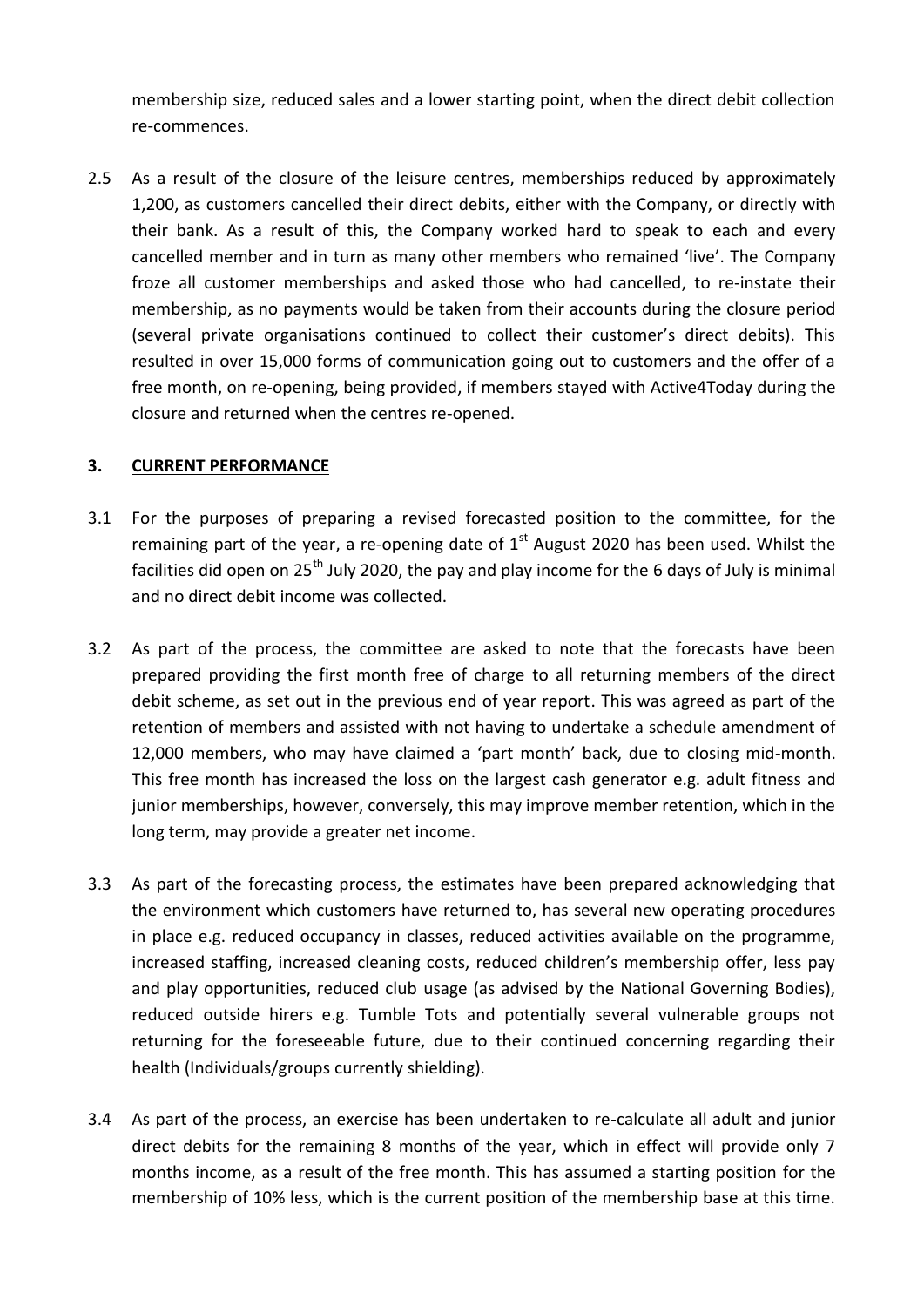membership size, reduced sales and a lower starting point, when the direct debit collection re-commences.

2.5 As a result of the closure of the leisure centres, memberships reduced by approximately 1,200, as customers cancelled their direct debits, either with the Company, or directly with their bank. As a result of this, the Company worked hard to speak to each and every cancelled member and in turn as many other members who remained 'live'. The Company froze all customer memberships and asked those who had cancelled, to re-instate their membership, as no payments would be taken from their accounts during the closure period (several private organisations continued to collect their customer's direct debits). This resulted in over 15,000 forms of communication going out to customers and the offer of a free month, on re-opening, being provided, if members stayed with Active4Today during the closure and returned when the centres re-opened.

## 3. CURRENT PERFORMANCE

3.1 For the purposes of preparing a revised forecasted position to the committee, for the remaining part of the year, a re-opening date of 1st August 2020 has been used. Whilst the facilities did open on 25th July 2020, the pay and play income for the 6 days of July is minimal and no direct debit income was collected.

3.2 As part of the process, the committee are asked to note that the forecasts have been prepared providing the first month free of charge to all returning members of the direct debit scheme, as set out in the previous end of year report. This was agreed as part of the retention of members and assisted with not having to undertake a schedule amendment of 12,000 members, who may have claimed a 'part month' back, due to closing mid-month. This free month has increased the loss on the largest cash generator e.g. adult fitness and junior memberships, however, conversely, this may improve member retention, which in the long term, may provide a greater net income.

3.3 As part of the forecasting process, the estimates have been prepared acknowledging that the environment which customers have returned to, has several new operating procedures in place e.g. reduced occupancy in classes, reduced activities available on the programme, increased staffing, increased cleaning costs, reduced children's membership offer, less pay and play opportunities, reduced club usage (as advised by the National Governing Bodies), reduced outside hirers e.g. Tumble Tots and potentially several vulnerable groups not returning for the foreseeable future, due to their continued concerning regarding their health (Individuals/groups currently shielding).

3.4 As part of the process, an exercise has been undertaken to re-calculate all adult and junior direct debits for the remaining 8 months of the year, which in effect will provide only 7 months income, as a result of the free month. This has assumed a starting position for the membership of 10% less, which is the current position of the membership base at this time.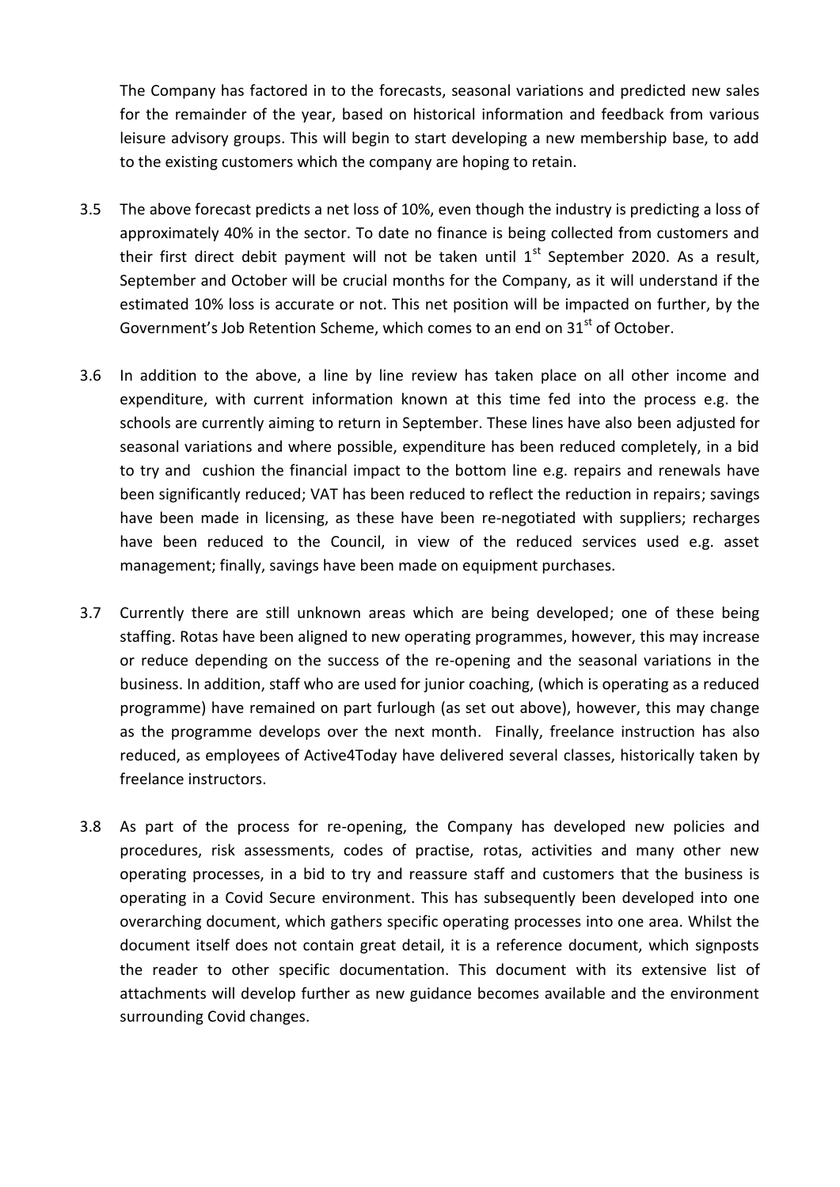The Company has factored in to the forecasts, seasonal variations and predicted new sales for the remainder of the year, based on historical information and feedback from various leisure advisory groups. This will begin to start developing a new membership base, to add to the existing customers which the company are hoping to retain.

3.5 The above forecast predicts a net loss of 10%, even though the industry is predicting a loss of approximately 40% in the sector. To date no finance is being collected from customers and their first direct debit payment will not be taken until 1st September 2020. As a result, September and October will be crucial months for the Company, as it will understand if the estimated 10% loss is accurate or not. This net position will be impacted on further, by the Government's Job Retention Scheme, which comes to an end on 31st of October.

3.6 In addition to the above, a line by line review has taken place on all other income and expenditure, with current information known at this time fed into the process e.g. the schools are currently aiming to return in September. These lines have also been adjusted for seasonal variations and where possible, expenditure has been reduced completely, in a bid to try and cushion the financial impact to the bottom line e.g. repairs and renewals have been significantly reduced; VAT has been reduced to reflect the reduction in repairs; savings have been made in licensing, as these have been re-negotiated with suppliers; recharges have been reduced to the Council, in view of the reduced services used e.g. asset management; finally, savings have been made on equipment purchases.

3.7 Currently there are still unknown areas which are being developed; one of these being staffing. Rotas have been aligned to new operating programmes, however, this may increase or reduce depending on the success of the re-opening and the seasonal variations in the business. In addition, staff who are used for junior coaching, (which is operating as a reduced programme) have remained on part furlough (as set out above), however, this may change as the programme develops over the next month. Finally, freelance instruction has also reduced, as employees of Active4Today have delivered several classes, historically taken by freelance instructors.

3.8 As part of the process for re-opening, the Company has developed new policies and procedures, risk assessments, codes of practise, rotas, activities and many other new operating processes, in a bid to try and reassure staff and customers that the business is operating in a Covid Secure environment. This has subsequently been developed into one overarching document, which gathers specific operating processes into one area. Whilst the document itself does not contain great detail, it is a reference document, which signposts the reader to other specific documentation. This document with its extensive list of attachments will develop further as new guidance becomes available and the environment surrounding Covid changes.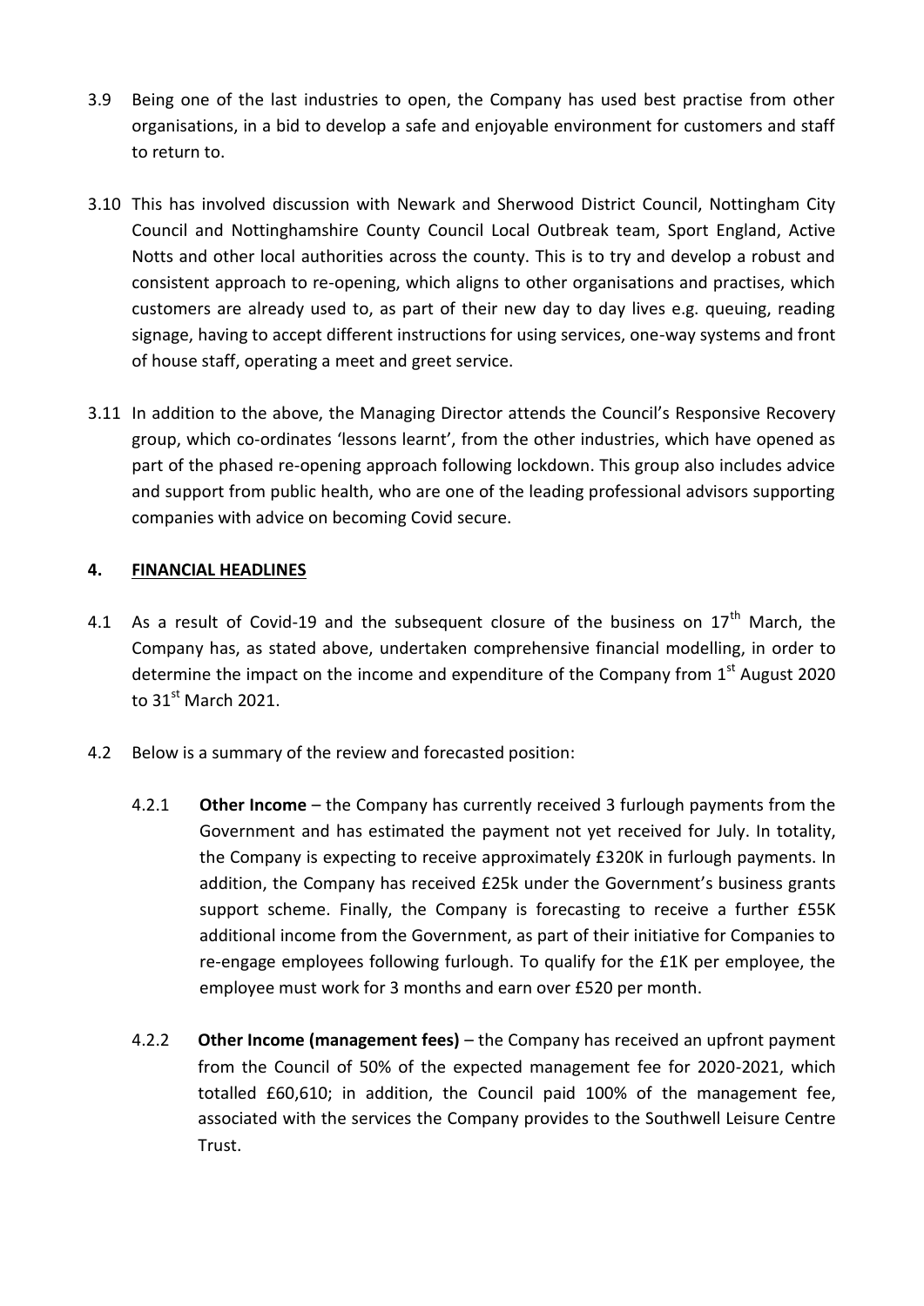3.9 Being one of the last industries to open, the Company has used best practise from other organisations, in a bid to develop a safe and enjoyable environment for customers and staff to return to.

3.10 This has involved discussion with Newark and Sherwood District Council, Nottingham City Council and Nottinghamshire County Council Local Outbreak team, Sport England, Active Notts and other local authorities across the county. This is to try and develop a robust and consistent approach to re-opening, which aligns to other organisations and practises, which customers are already used to, as part of their new day to day lives e.g. queuing, reading signage, having to accept different instructions for using services, one-way systems and front of house staff, operating a meet and greet service.

3.11 In addition to the above, the Managing Director attends the Council's Responsive Recovery group, which co-ordinates 'lessons learnt', from the other industries, which have opened as part of the phased re-opening approach following lockdown. This group also includes advice and support from public health, who are one of the leading professional advisors supporting companies with advice on becoming Covid secure.

## 4. FINANCIAL HEADLINES

4.1 As a result of Covid-19 and the subsequent closure of the business on 17th March, the Company has, as stated above, undertaken comprehensive financial modelling, in order to determine the impact on the income and expenditure of the Company from 1st August 2020 to 31st March 2021.

4.2 Below is a summary of the review and forecasted position:

4.2.1 **Other Income** – the Company has currently received 3 furlough payments from the Government and has estimated the payment not yet received for July. In totality, the Company is expecting to receive approximately £320K in furlough payments. In addition, the Company has received £25k under the Government's business grants support scheme. Finally, the Company is forecasting to receive a further £55K additional income from the Government, as part of their initiative for Companies to re-engage employees following furlough. To qualify for the £1K per employee, the employee must work for 3 months and earn over £520 per month.

4.2.2 **Other Income (management fees)** – the Company has received an upfront payment from the Council of 50% of the expected management fee for 2020-2021, which totalled £60,610; in addition, the Council paid 100% of the management fee, associated with the services the Company provides to the Southwell Leisure Centre Trust.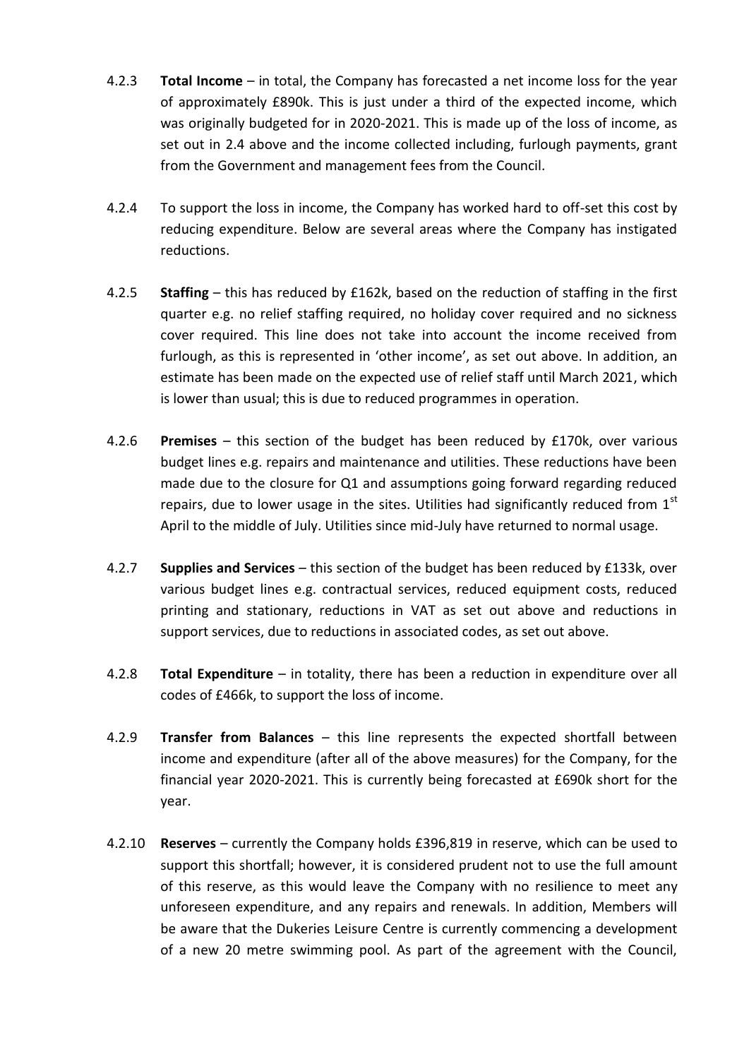4.2.3 **Total Income** – in total, the Company has forecasted a net income loss for the year of approximately £890k. This is just under a third of the expected income, which was originally budgeted for in 2020-2021. This is made up of the loss of income, as set out in 2.4 above and the income collected including, furlough payments, grant from the Government and management fees from the Council.

4.2.4 To support the loss in income, the Company has worked hard to off-set this cost by reducing expenditure. Below are several areas where the Company has instigated reductions.

4.2.5 **Staffing** – this has reduced by £162k, based on the reduction of staffing in the first quarter e.g. no relief staffing required, no holiday cover required and no sickness cover required. This line does not take into account the income received from furlough, as this is represented in 'other income', as set out above. In addition, an estimate has been made on the expected use of relief staff until March 2021, which is lower than usual; this is due to reduced programmes in operation.

4.2.6 **Premises** – this section of the budget has been reduced by £170k, over various budget lines e.g. repairs and maintenance and utilities. These reductions have been made due to the closure for Q1 and assumptions going forward regarding reduced repairs, due to lower usage in the sites. Utilities had significantly reduced from 1st April to the middle of July. Utilities since mid-July have returned to normal usage.

4.2.7 **Supplies and Services** – this section of the budget has been reduced by £133k, over various budget lines e.g. contractual services, reduced equipment costs, reduced printing and stationary, reductions in VAT as set out above and reductions in support services, due to reductions in associated codes, as set out above.

4.2.8 **Total Expenditure** – in totality, there has been a reduction in expenditure over all codes of £466k, to support the loss of income.

4.2.9 **Transfer from Balances** – this line represents the expected shortfall between income and expenditure (after all of the above measures) for the Company, for the financial year 2020-2021. This is currently being forecasted at £690k short for the year.

4.2.10 **Reserves** – currently the Company holds £396,819 in reserve, which can be used to support this shortfall; however, it is considered prudent not to use the full amount of this reserve, as this would leave the Company with no resilience to meet any unforeseen expenditure, and any repairs and renewals. In addition, Members will be aware that the Dukeries Leisure Centre is currently commencing a development of a new 20 metre swimming pool. As part of the agreement with the Council,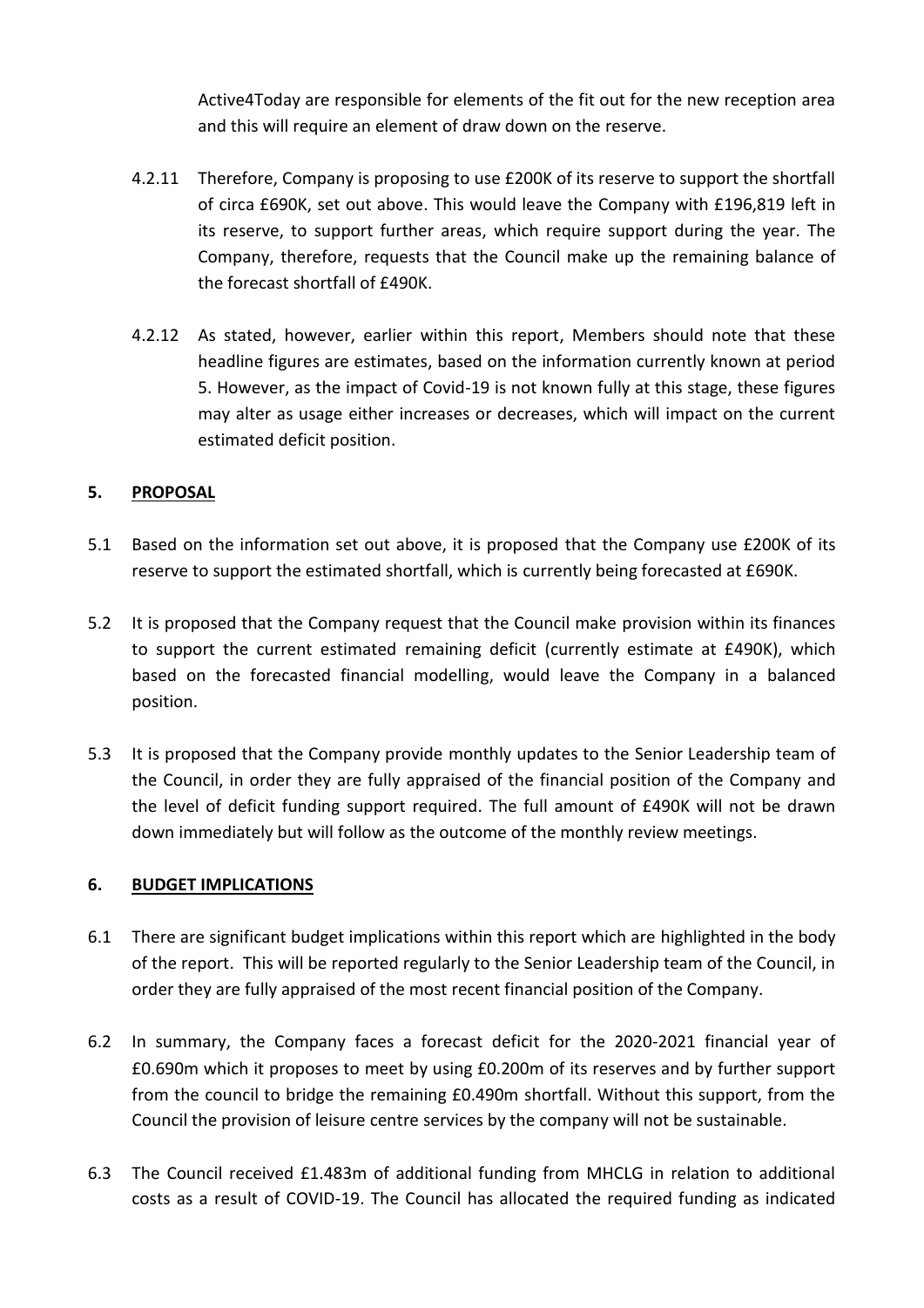Active4Today are responsible for elements of the fit out for the new reception area and this will require an element of draw down on the reserve.

4.2.11 Therefore, Company is proposing to use £200K of its reserve to support the shortfall of circa £690K, set out above. This would leave the Company with £196,819 left in its reserve, to support further areas, which require support during the year. The Company, therefore, requests that the Council make up the remaining balance of the forecast shortfall of £490K.

4.2.12 As stated, however, earlier within this report, Members should note that these headline figures are estimates, based on the information currently known at period 5. However, as the impact of Covid-19 is not known fully at this stage, these figures may alter as usage either increases or decreases, which will impact on the current estimated deficit position.

## 5. PROPOSAL

5.1 Based on the information set out above, it is proposed that the Company use £200K of its reserve to support the estimated shortfall, which is currently being forecasted at £690K.

5.2 It is proposed that the Company request that the Council make provision within its finances to support the current estimated remaining deficit (currently estimate at £490K), which based on the forecasted financial modelling, would leave the Company in a balanced position.

5.3 It is proposed that the Company provide monthly updates to the Senior Leadership team of the Council, in order they are fully appraised of the financial position of the Company and the level of deficit funding support required. The full amount of £490K will not be drawn down immediately but will follow as the outcome of the monthly review meetings.

## 6. BUDGET IMPLICATIONS

6.1 There are significant budget implications within this report which are highlighted in the body of the report. This will be reported regularly to the Senior Leadership team of the Council, in order they are fully appraised of the most recent financial position of the Company.

6.2 In summary, the Company faces a forecast deficit for the 2020-2021 financial year of £0.690m which it proposes to meet by using £0.200m of its reserves and by further support from the council to bridge the remaining £0.490m shortfall. Without this support, from the Council the provision of leisure centre services by the company will not be sustainable.

6.3 The Council received £1.483m of additional funding from MHCLG in relation to additional costs as a result of COVID-19. The Council has allocated the required funding as indicated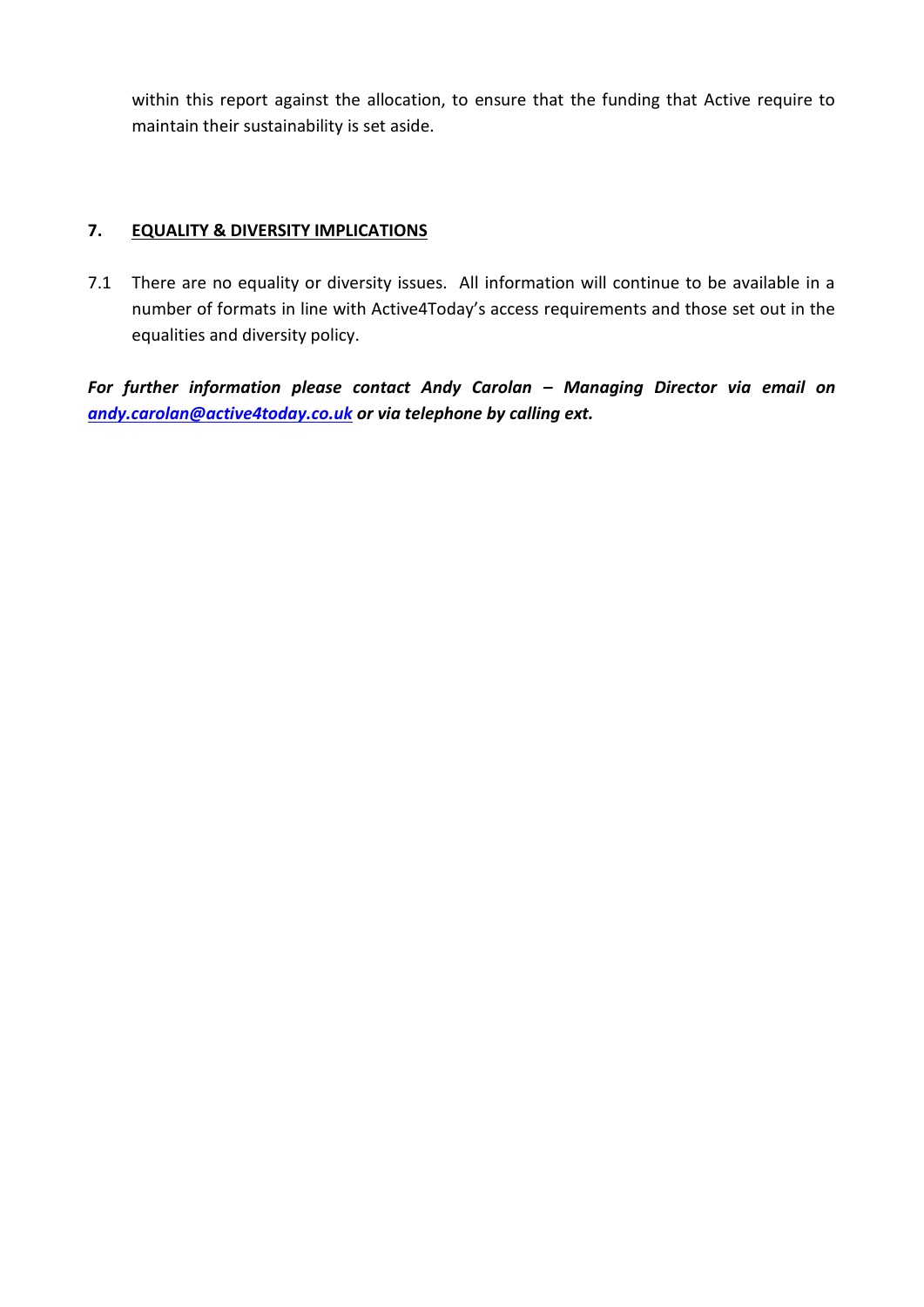within this report against the allocation, to ensure that the funding that Active require to maintain their sustainability is set aside.

## 7. EQUALITY & DIVERSITY IMPLICATIONS

7.1 There are no equality or diversity issues. All information will continue to be available in a number of formats in line with Active4Today's access requirements and those set out in the equalities and diversity policy.

***For further information please contact Andy Carolan – Managing Director via email on [andy.carolan@active4today.co.uk](mailto:andy.carolan@active4today.co.uk) or via telephone by calling ext.***